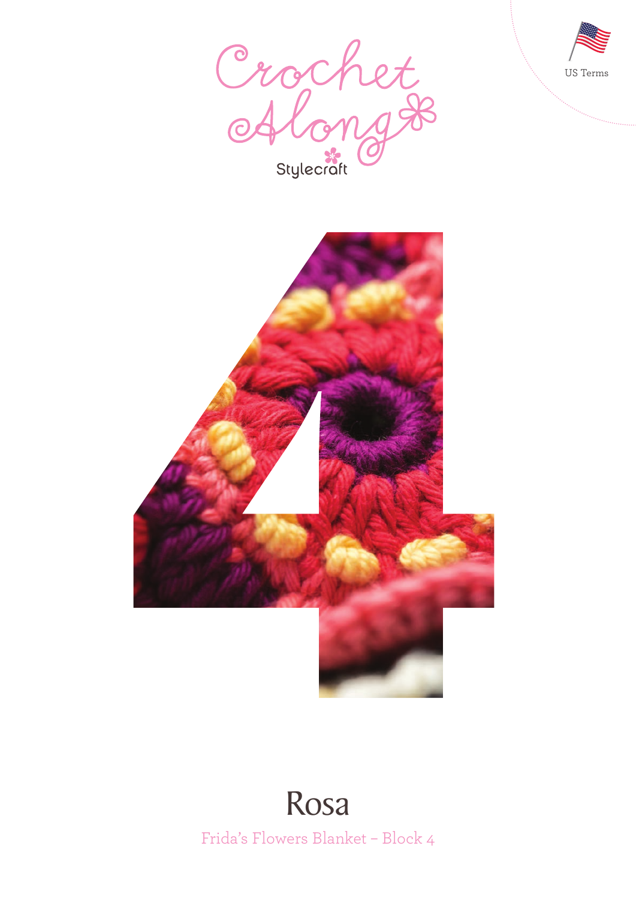US Terms

Crochet Along

Stylecraft

# 4

# Rosa

Frida's Flowers Blanket – Block 4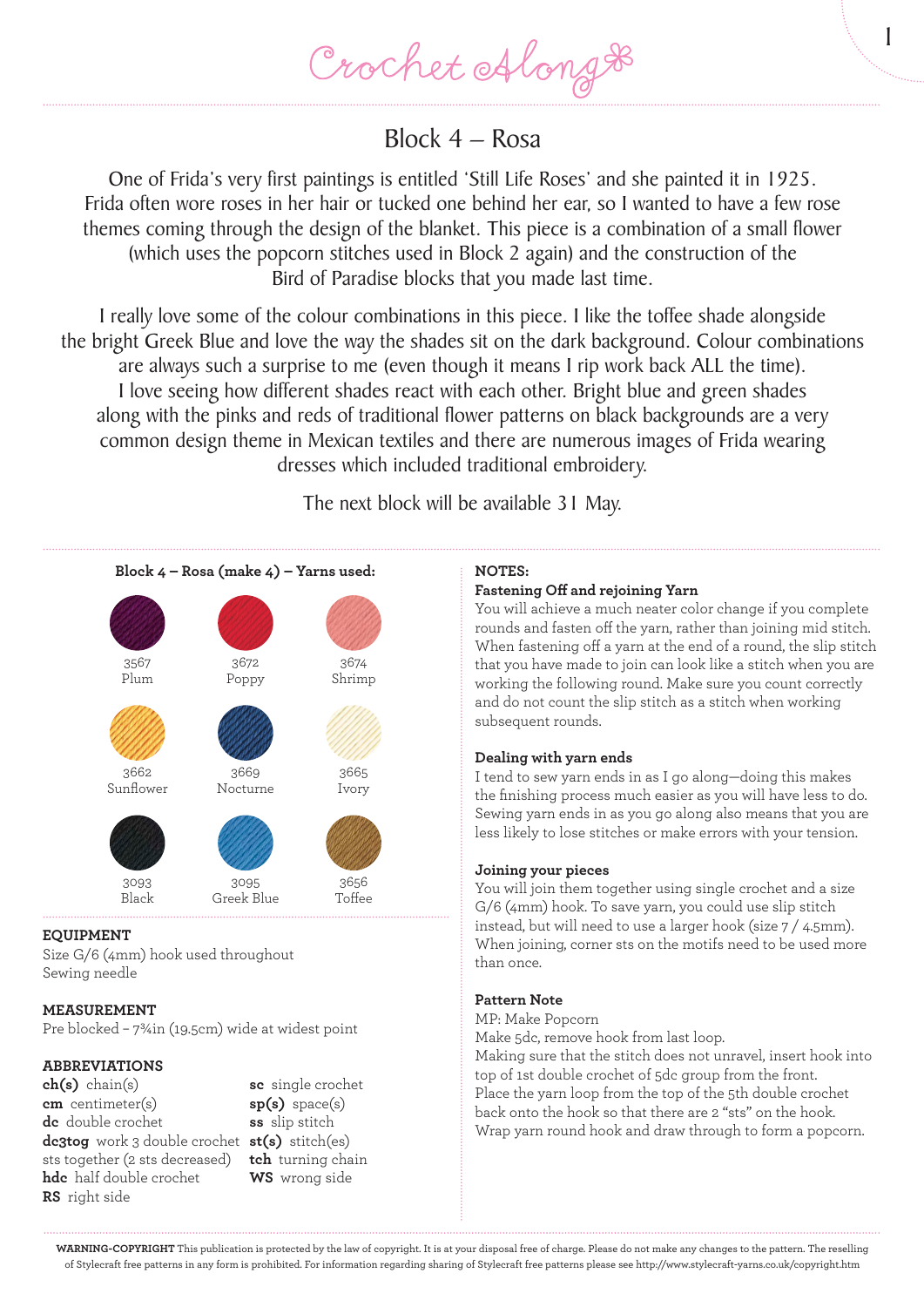# Crochet Along

## Block 4 – Rosa

One of Frida's very first paintings is entitled 'Still Life Roses' and she painted it in 1925. Frida often wore roses in her hair or tucked one behind her ear, so I wanted to have a few rose themes coming through the design of the blanket. This piece is a combination of a small flower (which uses the popcorn stitches used in Block 2 again) and the construction of the Bird of Paradise blocks that you made last time.

I really love some of the colour combinations in this piece. I like the toffee shade alongside the bright Greek Blue and love the way the shades sit on the dark background. Colour combinations are always such a surprise to me (even though it means I rip work back ALL the time). I love seeing how different shades react with each other. Bright blue and green shades along with the pinks and reds of traditional flower patterns on black backgrounds are a very common design theme in Mexican textiles and there are numerous images of Frida wearing dresses which included traditional embroidery.

The next block will be available 31 May.

**Block 4 – Rosa (make 4) – Yarns used:**

| | | |
|---|---|---|
| 3567 Plum | 3672 Poppy | 3674 Shrimp |
| 3662 Sunflower | 3669 Nocturne | 3665 Ivory |
| 3093 Black | 3095 Greek Blue | 3656 Toffee |

### EQUIPMENT

Size G/6 (4mm) hook used throughout
Sewing needle

### MEASUREMENT

Pre blocked – 7¾in (19.5cm) wide at widest point

### ABBREVIATIONS

**ch(s)** chain(s)
**cm** centimeter(s)
**dc** double crochet
**dc3tog** work 3 double crochet sts together (2 sts decreased)
**hdc** half double crochet
**RS** right side
**sc** single crochet
**sp(s)** space(s)
**ss** slip stitch
**st(s)** stitch(es)
**tch** turning chain
**WS** wrong side

### NOTES:

**Fastening Off and rejoining Yarn**
You will achieve a much neater color change if you complete rounds and fasten off the yarn, rather than joining mid stitch. When fastening off a yarn at the end of a round, the slip stitch that you have made to join can look like a stitch when you are working the following round. Make sure you count correctly and do not count the slip stitch as a stitch when working subsequent rounds.

**Dealing with yarn ends**
I tend to sew yarn ends in as I go along—doing this makes the finishing process much easier as you will have less to do. Sewing yarn ends in as you go along also means that you are less likely to lose stitches or make errors with your tension.

**Joining your pieces**
You will join them together using single crochet and a size G/6 (4mm) hook. To save yarn, you could use slip stitch instead, but will need to use a larger hook (size 7 / 4.5mm). When joining, corner sts on the motifs need to be used more than once.

**Pattern Note**
MP: Make Popcorn
Make 5dc, remove hook from last loop.
Making sure that the stitch does not unravel, insert hook into top of 1st double crochet of 5dc group from the front.
Place the yarn loop from the top of the 5th double crochet back onto the hook so that there are 2 "sts" on the hook.
Wrap yarn round hook and draw through to form a popcorn.

**WARNING-COPYRIGHT** This publication is protected by the law of copyright. It is at your disposal free of charge. Please do not make any changes to the pattern. The reselling of Stylecraft free patterns in any form is prohibited. For information regarding sharing of Stylecraft free patterns please see http://www.stylecraft-yarns.co.uk/copyright.htm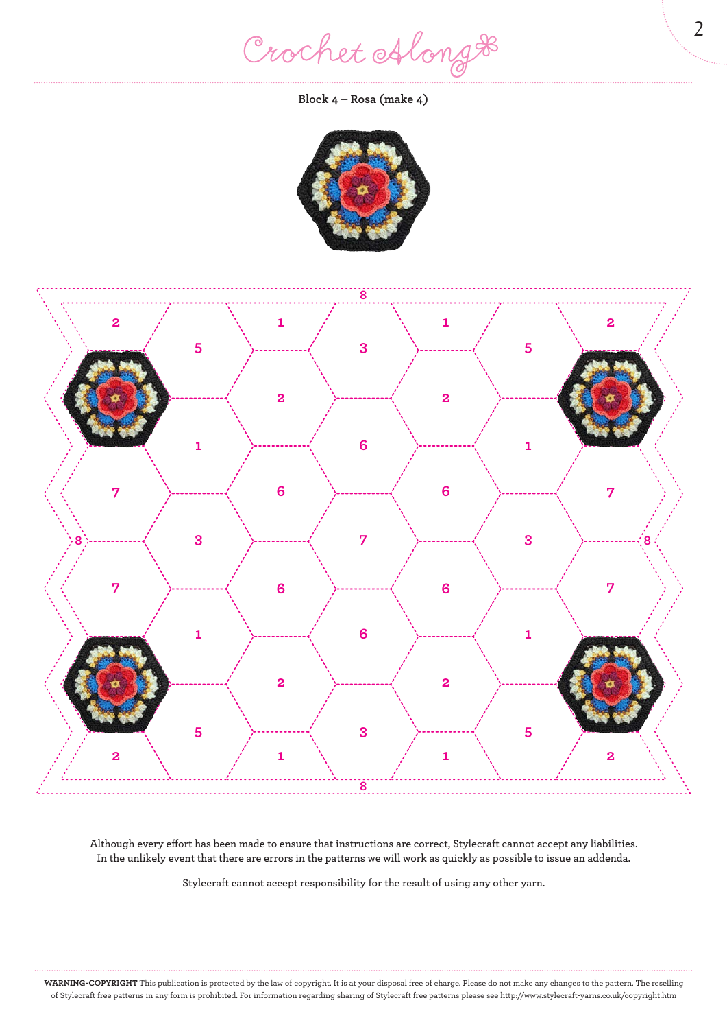## Block 4 – Rosa (make 4)

Although every effort has been made to ensure that instructions are correct, Stylecraft cannot accept any liabilities. In the unlikely event that there are errors in the patterns we will work as quickly as possible to issue an addenda.

Stylecraft cannot accept responsibility for the result of using any other yarn.

**WARNING-COPYRIGHT** This publication is protected by the law of copyright. It is at your disposal free of charge. Please do not make any changes to the pattern. The reselling of Stylecraft free patterns in any form is prohibited. For information regarding sharing of Stylecraft free patterns please see http://www.stylecraft-yarns.co.uk/copyright.htm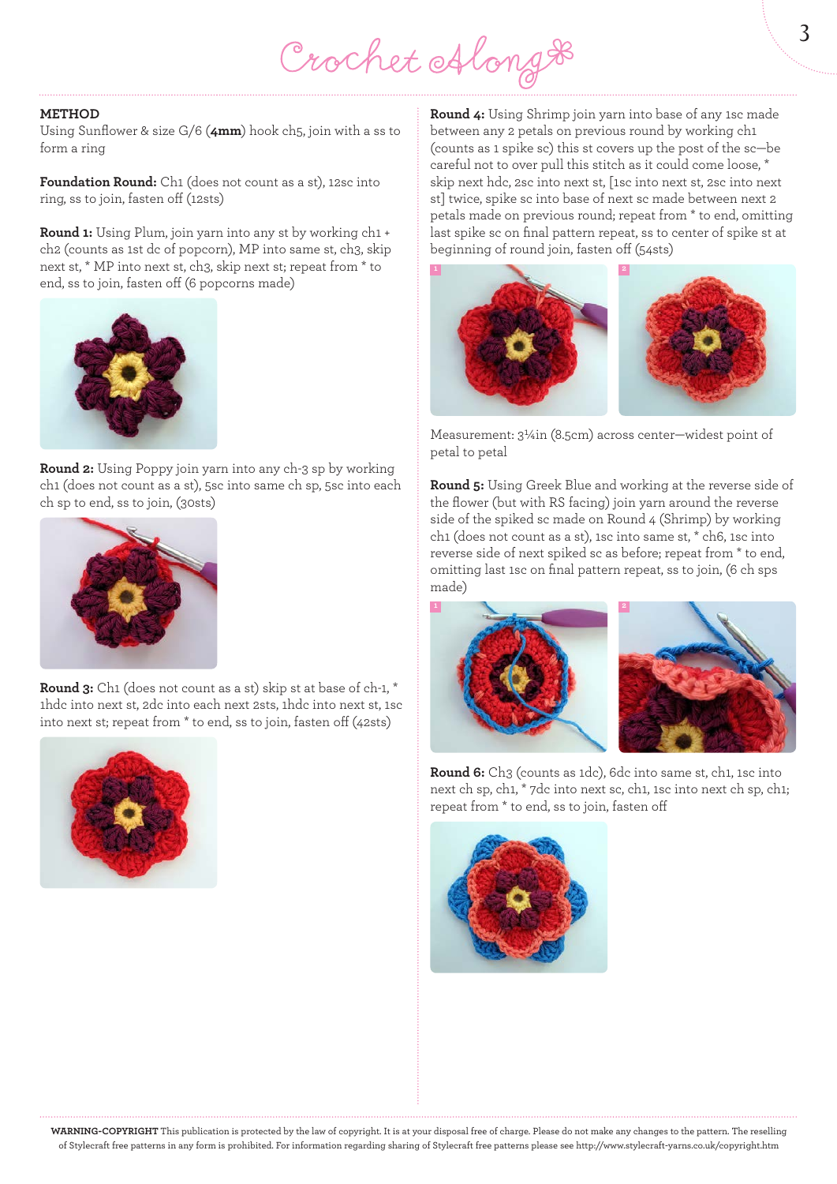### METHOD

Using Sunflower & size G/6 (**4mm**) hook ch5, join with a ss to form a ring

**Foundation Round:** Ch1 (does not count as a st), 12sc into ring, ss to join, fasten off (12sts)

**Round 1:** Using Plum, join yarn into any st by working ch1 + ch2 (counts as 1st dc of popcorn), MP into same st, ch3, skip next st, * MP into next st, ch3, skip next st; repeat from * to end, ss to join, fasten off (6 popcorns made)

**Round 2:** Using Poppy join yarn into any ch-3 sp by working ch1 (does not count as a st), 5sc into same ch sp, 5sc into each ch sp to end, ss to join, (30sts)

**Round 3:** Ch1 (does not count as a st) skip st at base of ch-1, * 1hdc into next st, 2dc into each next 2sts, 1hdc into next st, 1sc into next st; repeat from * to end, ss to join, fasten off (42sts)

**Round 4:** Using Shrimp join yarn into base of any 1sc made between any 2 petals on previous round by working ch1 (counts as 1 spike sc) this st covers up the post of the sc—be careful not to over pull this stitch as it could come loose, * skip next hdc, 2sc into next st, [1sc into next st, 2sc into next st] twice, spike sc into base of next sc made between next 2 petals made on previous round; repeat from * to end, omitting last spike sc on final pattern repeat, ss to center of spike st at beginning of round join, fasten off (54sts)

1

2

Measurement: 3¼in (8.5cm) across center—widest point of petal to petal

**Round 5:** Using Greek Blue and working at the reverse side of the flower (but with RS facing) join yarn around the reverse side of the spiked sc made on Round 4 (Shrimp) by working ch1 (does not count as a st), 1sc into same st, * ch6, 1sc into reverse side of next spiked sc as before; repeat from * to end, omitting last 1sc on final pattern repeat, ss to join, (6 ch sps made)

1

2

**Round 6:** Ch3 (counts as 1dc), 6dc into same st, ch1, 1sc into next ch sp, ch1, * 7dc into next sc, ch1, 1sc into next ch sp, ch1; repeat from * to end, ss to join, fasten off

**WARNING-COPYRIGHT** This publication is protected by the law of copyright. It is at your disposal free of charge. Please do not make any changes to the pattern. The reselling of Stylecraft free patterns in any form is prohibited. For information regarding sharing of Stylecraft free patterns please see http://www.stylecraft-yarns.co.uk/copyright.htm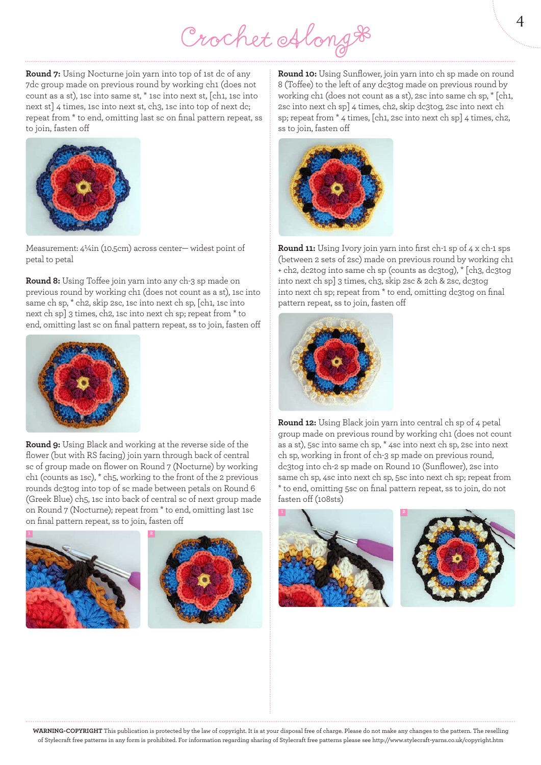**Round 7:** Using Nocturne join yarn into top of 1st dc of any 7dc group made on previous round by working ch1 (does not count as a st), 1sc into same st, * 1sc into next st, [ch1, 1sc into next st] 4 times, 1sc into next st, ch3, 1sc into top of next dc; repeat from * to end, omitting last sc on final pattern repeat, ss to join, fasten off

Measurement: 4¼in (10.5cm) across center— widest point of petal to petal

**Round 8:** Using Toffee join yarn into any ch-3 sp made on previous round by working ch1 (does not count as a st), 1sc into same ch sp, * ch2, skip 2sc, 1sc into next ch sp, [ch1, 1sc into next ch sp] 3 times, ch2, 1sc into next ch sp; repeat from * to end, omitting last sc on final pattern repeat, ss to join, fasten off

**Round 9:** Using Black and working at the reverse side of the flower (but with RS facing) join yarn through back of central sc of group made on flower on Round 7 (Nocturne) by working ch1 (counts as 1sc), * ch5, working to the front of the 2 previous rounds dc3tog into top of sc made between petals on Round 6 (Greek Blue) ch5, 1sc into back of central sc of next group made on Round 7 (Nocturne); repeat from * to end, omitting last 1sc on final pattern repeat, ss to join, fasten off

**Round 10:** Using Sunflower, join yarn into ch sp made on round 8 (Toffee) to the left of any dc3tog made on previous round by working ch1 (does not count as a st), 2sc into same ch sp, * [ch1, 2sc into next ch sp] 4 times, ch2, skip dc3tog, 2sc into next ch sp; repeat from * 4 times, [ch1, 2sc into next ch sp] 4 times, ch2, ss to join, fasten off

**Round 11:** Using Ivory join yarn into first ch-1 sp of 4 x ch-1 sps (between 2 sets of 2sc) made on previous round by working ch1 + ch2, dc2tog into same ch sp (counts as dc3tog), * [ch3, dc3tog into next ch sp] 3 times, ch3, skip 2sc & 2ch & 2sc, dc3tog into next ch sp; repeat from * to end, omitting dc3tog on final pattern repeat, ss to join, fasten off

**Round 12:** Using Black join yarn into central ch sp of 4 petal group made on previous round by working ch1 (does not count as a st), 5sc into same ch sp, * 4sc into next ch sp, 2sc into next ch sp, working in front of ch-3 sp made on previous round, dc3tog into ch-2 sp made on Round 10 (Sunflower), 2sc into same ch sp, 4sc into next ch sp, 5sc into next ch sp; repeat from * to end, omitting 5sc on final pattern repeat, ss to join, do not fasten off (108sts)

**WARNING-COPYRIGHT** This publication is protected by the law of copyright. It is at your disposal free of charge. Please do not make any changes to the pattern. The reselling of Stylecraft free patterns in any form is prohibited. For information regarding sharing of Stylecraft free patterns please see http://www.stylecraft-yarns.co.uk/copyright.htm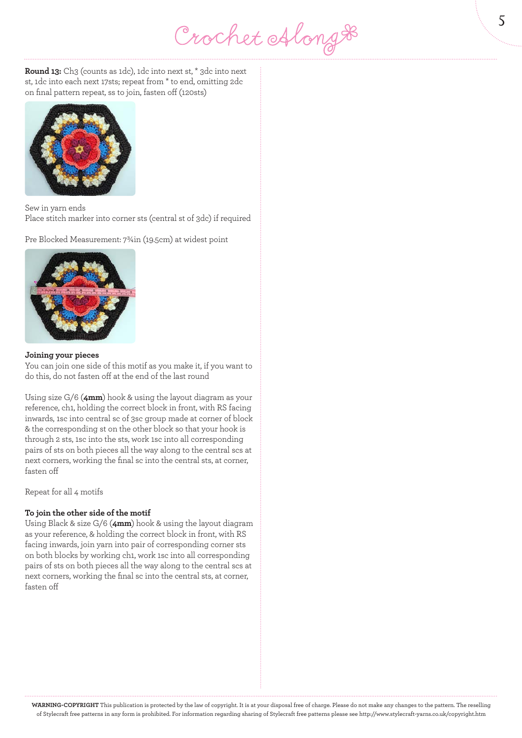**Round 13:** Ch3 (counts as 1dc), 1dc into next st, * 3dc into next st, 1dc into each next 17sts; repeat from * to end, omitting 2dc on final pattern repeat, ss to join, fasten off (120sts)

Sew in yarn ends
Place stitch marker into corner sts (central st of 3dc) if required

Pre Blocked Measurement: 7¾in (19.5cm) at widest point

**Joining your pieces**
You can join one side of this motif as you make it, if you want to do this, do not fasten off at the end of the last round

Using size G/6 (**4mm**) hook & using the layout diagram as your reference, ch1, holding the correct block in front, with RS facing inwards, 1sc into central sc of 3sc group made at corner of block & the corresponding st on the other block so that your hook is through 2 sts, 1sc into the sts, work 1sc into all corresponding pairs of sts on both pieces all the way along to the central scs at next corners, working the final sc into the central sts, at corner, fasten off

Repeat for all 4 motifs

**To join the other side of the motif**
Using Black & size G/6 (**4mm**) hook & using the layout diagram as your reference, & holding the correct block in front, with RS facing inwards, join yarn into pair of corresponding corner sts on both blocks by working ch1, work 1sc into all corresponding pairs of sts on both pieces all the way along to the central scs at next corners, working the final sc into the central sts, at corner, fasten off

**WARNING-COPYRIGHT** This publication is protected by the law of copyright. It is at your disposal free of charge. Please do not make any changes to the pattern. The reselling of Stylecraft free patterns in any form is prohibited. For information regarding sharing of Stylecraft free patterns please see http://www.stylecraft-yarns.co.uk/copyright.htm